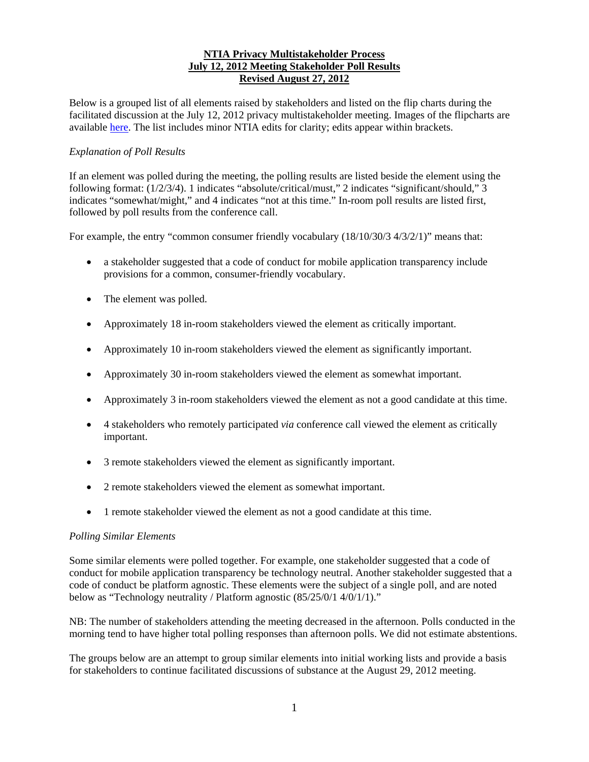**NTIA Privacy Multistakeholder Process**
**July 12, 2012 Meeting Stakeholder Poll Results**
**Revised August 27, 2012**

Below is a grouped list of all elements raised by stakeholders and listed on the flip charts during the facilitated discussion at the July 12, 2012 privacy multistakeholder meeting. Images of the flipcharts are available here. The list includes minor NTIA edits for clarity; edits appear within brackets.

*Explanation of Poll Results*

If an element was polled during the meeting, the polling results are listed beside the element using the following format: (1/2/3/4). 1 indicates "absolute/critical/must," 2 indicates "significant/should," 3 indicates "somewhat/might," and 4 indicates "not at this time." In-room poll results are listed first, followed by poll results from the conference call.

For example, the entry "common consumer friendly vocabulary (18/10/30/3 4/3/2/1)" means that:

- a stakeholder suggested that a code of conduct for mobile application transparency include provisions for a common, consumer-friendly vocabulary.
- The element was polled.
- Approximately 18 in-room stakeholders viewed the element as critically important.
- Approximately 10 in-room stakeholders viewed the element as significantly important.
- Approximately 30 in-room stakeholders viewed the element as somewhat important.
- Approximately 3 in-room stakeholders viewed the element as not a good candidate at this time.
- 4 stakeholders who remotely participated *via* conference call viewed the element as critically important.
- 3 remote stakeholders viewed the element as significantly important.
- 2 remote stakeholders viewed the element as somewhat important.
- 1 remote stakeholder viewed the element as not a good candidate at this time.

*Polling Similar Elements*

Some similar elements were polled together. For example, one stakeholder suggested that a code of conduct for mobile application transparency be technology neutral. Another stakeholder suggested that a code of conduct be platform agnostic. These elements were the subject of a single poll, and are noted below as "Technology neutrality / Platform agnostic (85/25/0/1 4/0/1/1)."

NB: The number of stakeholders attending the meeting decreased in the afternoon. Polls conducted in the morning tend to have higher total polling responses than afternoon polls. We did not estimate abstentions.

The groups below are an attempt to group similar elements into initial working lists and provide a basis for stakeholders to continue facilitated discussions of substance at the August 29, 2012 meeting.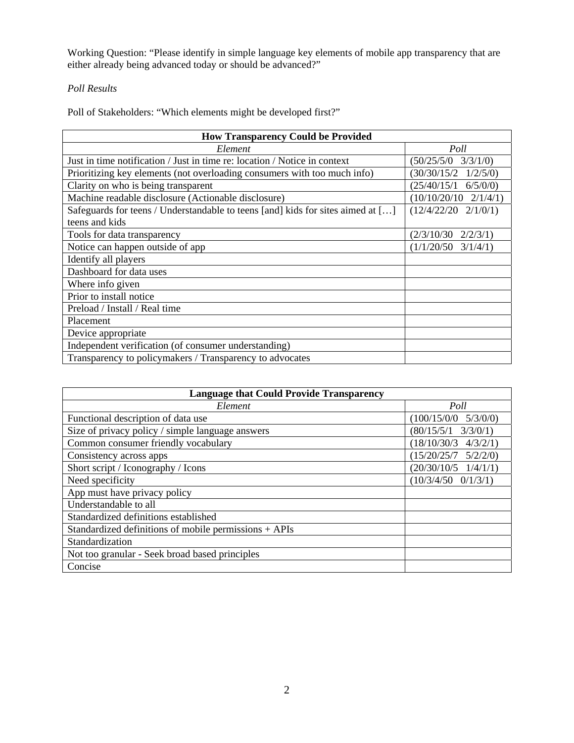Working Question: "Please identify in simple language key elements of mobile app transparency that are either already being advanced today or should be advanced?"

*Poll Results*

Poll of Stakeholders: "Which elements might be developed first?"

| **How Transparency Could be Provided** | |
|---|---|
| *Element* | *Poll* |
| Just in time notification / Just in time re: location / Notice in context | (50/25/5/0 3/3/1/0) |
| Prioritizing key elements (not overloading consumers with too much info) | (30/30/15/2 1/2/5/0) |
| Clarity on who is being transparent | (25/40/15/1 6/5/0/0) |
| Machine readable disclosure (Actionable disclosure) | (10/10/20/10 2/1/4/1) |
| Safeguards for teens / Understandable to teens [and] kids for sites aimed at […] teens and kids | (12/4/22/20 2/1/0/1) |
| Tools for data transparency | (2/3/10/30 2/2/3/1) |
| Notice can happen outside of app | (1/1/20/50 3/1/4/1) |
| Identify all players | |
| Dashboard for data uses | |
| Where info given | |
| Prior to install notice | |
| Preload / Install / Real time | |
| Placement | |
| Device appropriate | |
| Independent verification (of consumer understanding) | |
| Transparency to policymakers / Transparency to advocates | |

| **Language that Could Provide Transparency** | |
|---|---|
| *Element* | *Poll* |
| Functional description of data use | (100/15/0/0 5/3/0/0) |
| Size of privacy policy / simple language answers | (80/15/5/1 3/3/0/1) |
| Common consumer friendly vocabulary | (18/10/30/3 4/3/2/1) |
| Consistency across apps | (15/20/25/7 5/2/2/0) |
| Short script / Iconography / Icons | (20/30/10/5 1/4/1/1) |
| Need specificity | (10/3/4/50 0/1/3/1) |
| App must have privacy policy | |
| Understandable to all | |
| Standardized definitions established | |
| Standardized definitions of mobile permissions + APIs | |
| Standardization | |
| Not too granular - Seek broad based principles | |
| Concise | |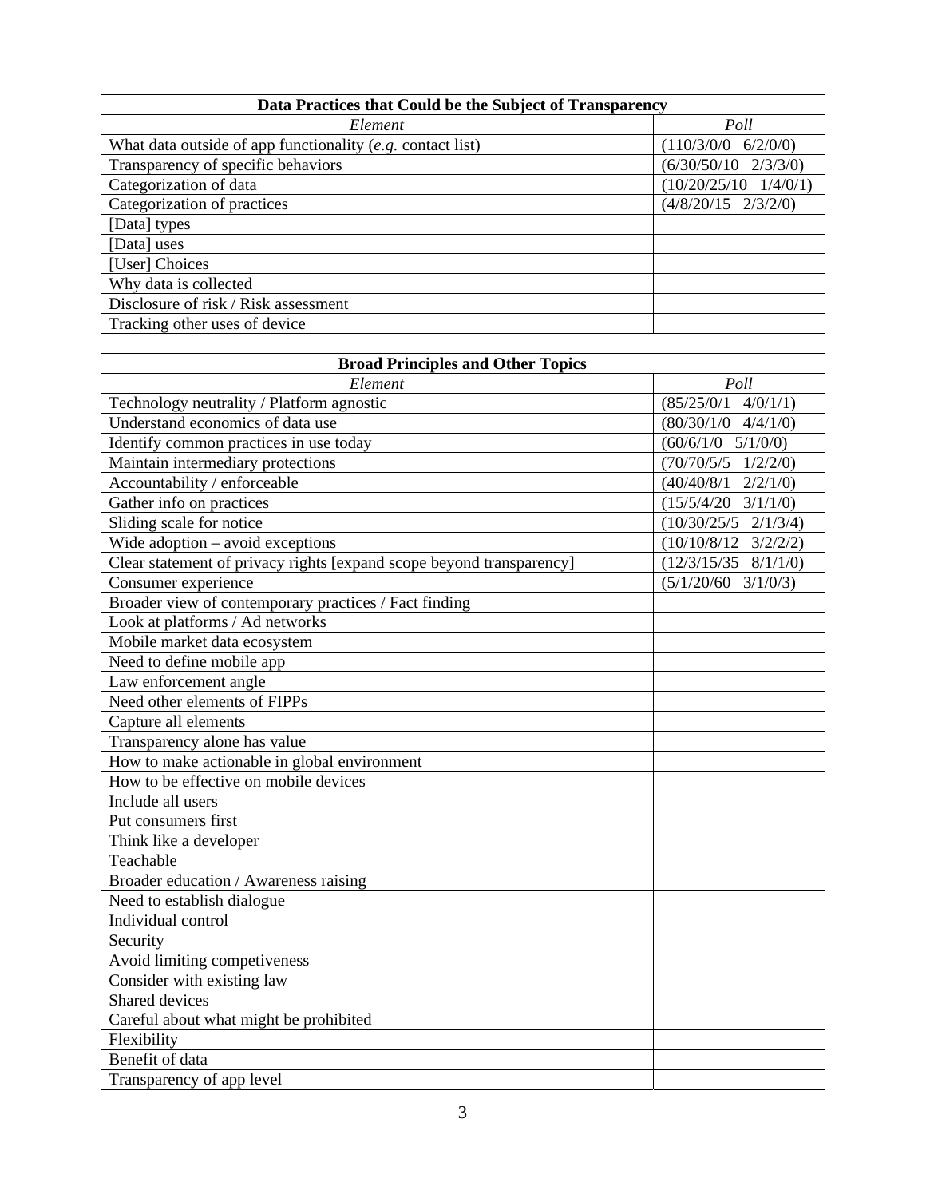| Data Practices that Could be the Subject of Transparency | |
|---|---|
| *Element* | *Poll* |
| What data outside of app functionality (*e.g.* contact list) | (110/3/0/0   6/2/0/0) |
| Transparency of specific behaviors | (6/30/50/10   2/3/3/0) |
| Categorization of data | (10/20/25/10   1/4/0/1) |
| Categorization of practices | (4/8/20/15   2/3/2/0) |
| [Data] types | |
| [Data] uses | |
| [User] Choices | |
| Why data is collected | |
| Disclosure of risk / Risk assessment | |
| Tracking other uses of device | |

| Broad Principles and Other Topics | |
|---|---|
| *Element* | *Poll* |
| Technology neutrality / Platform agnostic | (85/25/0/1   4/0/1/1) |
| Understand economics of data use | (80/30/1/0   4/4/1/0) |
| Identify common practices in use today | (60/6/1/0   5/1/0/0) |
| Maintain intermediary protections | (70/70/5/5   1/2/2/0) |
| Accountability / enforceable | (40/40/8/1   2/2/1/0) |
| Gather info on practices | (15/5/4/20   3/1/1/0) |
| Sliding scale for notice | (10/30/25/5   2/1/3/4) |
| Wide adoption – avoid exceptions | (10/10/8/12   3/2/2/2) |
| Clear statement of privacy rights [expand scope beyond transparency] | (12/3/15/35   8/1/1/0) |
| Consumer experience | (5/1/20/60   3/1/0/3) |
| Broader view of contemporary practices / Fact finding | |
| Look at platforms / Ad networks | |
| Mobile market data ecosystem | |
| Need to define mobile app | |
| Law enforcement angle | |
| Need other elements of FIPPs | |
| Capture all elements | |
| Transparency alone has value | |
| How to make actionable in global environment | |
| How to be effective on mobile devices | |
| Include all users | |
| Put consumers first | |
| Think like a developer | |
| Teachable | |
| Broader education / Awareness raising | |
| Need to establish dialogue | |
| Individual control | |
| Security | |
| Avoid limiting competiveness | |
| Consider with existing law | |
| Shared devices | |
| Careful about what might be prohibited | |
| Flexibility | |
| Benefit of data | |
| Transparency of app level | |